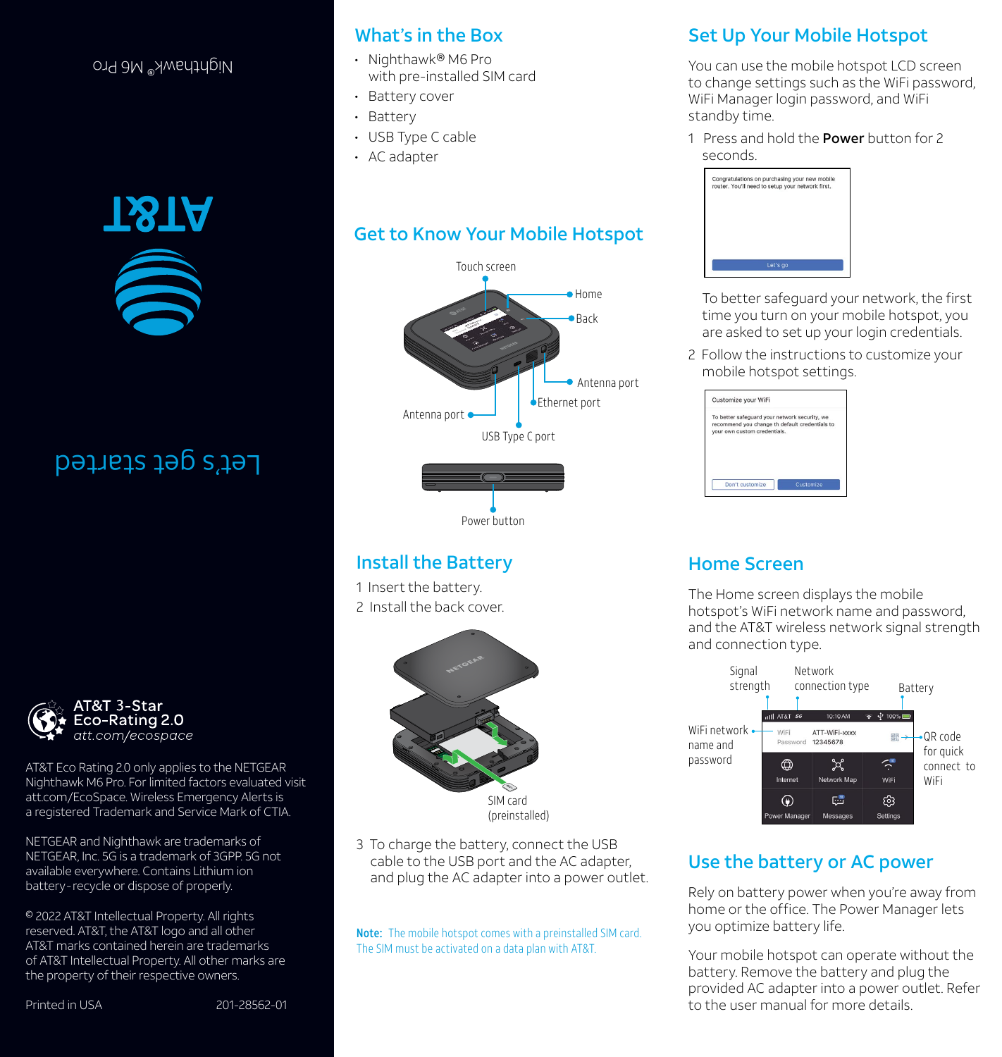Nighthawk® M6 Pro

AT&T

Let's get started

AT&T 3-Star Eco-Rating 2.0
*att.com/ecospace*

AT&T Eco Rating 2.0 only applies to the NETGEAR Nighthawk M6 Pro. For limited factors evaluated visit att.com/EcoSpace. Wireless Emergency Alerts is a registered Trademark and Service Mark of CTIA.

NETGEAR and Nighthawk are trademarks of NETGEAR, Inc. 5G is a trademark of 3GPP. 5G not available everywhere. Contains Lithium ion battery-recycle or dispose of properly.

© 2022 AT&T Intellectual Property. All rights reserved. AT&T, the AT&T logo and all other AT&T marks contained herein are trademarks of AT&T Intellectual Property. All other marks are the property of their respective owners.

Printed in USA 201-28562-01

## What's in the Box

- Nighthawk® M6 Pro with pre-installed SIM card
- Battery cover
- Battery
- USB Type C cable
- AC adapter

## Get to Know Your Mobile Hotspot

Touch screen, Home, Back, Antenna port, Ethernet port, USB Type C port, Antenna port, Power button

## Install the Battery

1 Insert the battery.

2 Install the back cover.

SIM card (preinstalled)

3 To charge the battery, connect the USB cable to the USB port and the AC adapter, and plug the AC adapter into a power outlet.

**Note:** The mobile hotspot comes with a preinstalled SIM card. The SIM must be activated on a data plan with AT&T.

## Set Up Your Mobile Hotspot

You can use the mobile hotspot LCD screen to change settings such as the WiFi password, WiFi Manager login password, and WiFi standby time.

1 Press and hold the **Power** button for 2 seconds.

Congratulations on purchasing your new mobile router. You'll need to setup your network first.
Let's go

To better safeguard your network, the first time you turn on your mobile hotspot, you are asked to set up your login credentials.

2 Follow the instructions to customize your mobile hotspot settings.

Customize your WiFi
To better safeguard your network security, we recommend you change th default credentials to your own custom credentials.
Don't customize | Customize

## Home Screen

The Home screen displays the mobile hotspot's WiFi network name and password, and the AT&T wireless network signal strength and connection type.

Signal strength, Network connection type, Battery, WiFi network name and password, QR code for quick connect to WiFi

AT&T 5G 10:10 AM 100%
WiFi ATT-WiFi-xxxx
Password 12345678
Internet | Network Map | WiFi
Power Manager | Messages | Settings

## Use the battery or AC power

Rely on battery power when you're away from home or the office. The Power Manager lets you optimize battery life.

Your mobile hotspot can operate without the battery. Remove the battery and plug the provided AC adapter into a power outlet. Refer to the user manual for more details.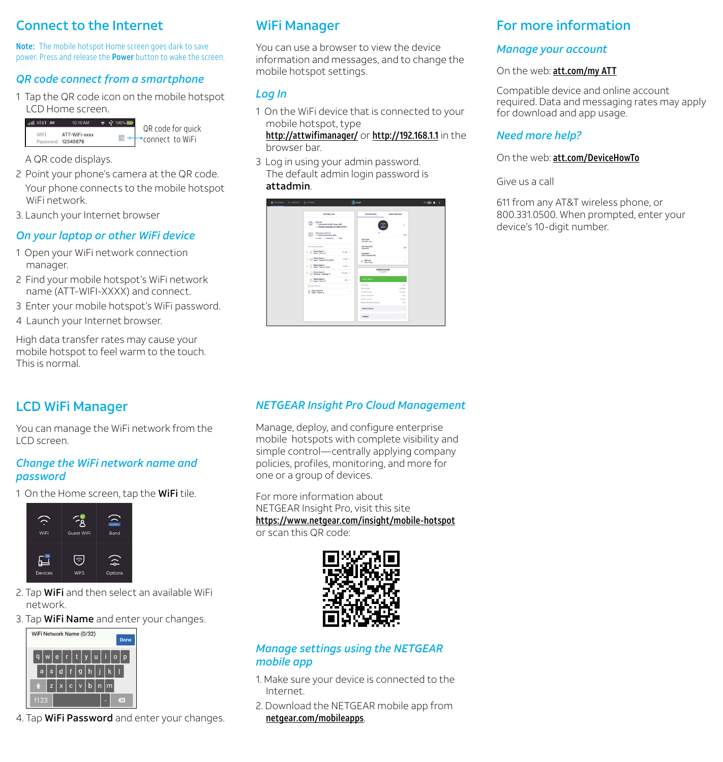## Connect to the Internet

**Note:** The mobile hotspot Home screen goes dark to save power. Press and release the **Power** button to wake the screen.

### *QR code connect from a smartphone*

1 Tap the QR code icon on the mobile hotspot LCD Home screen.

QR code for quick connect to WiFi

A QR code displays.

2 Point your phone's camera at the QR code.

Your phone connects to the mobile hotspot WiFi network.

3. Launch your Internet browser

### *On your laptop or other WiFi device*

1 Open your WiFi network connection manager.

2 Find your mobile hotspot's WiFi network name (ATT-WIFI-XXXX) and connect.

3 Enter your mobile hotspot's WiFi password.

4 Launch your Internet browser.

High data transfer rates may cause your mobile hotspot to feel warm to the touch. This is normal.

## WiFi Manager

You can use a browser to view the device information and messages, and to change the mobile hotspot settings.

### *Log In*

1 On the WiFi device that is connected to your mobile hotspot, type **http://attwifimanager/** or **http://192.168.1.1** in the browser bar.

3 Log in using your admin password. The default admin login password is **attadmin**.

## For more information

### *Manage your account*

On the web: **att.com/my ATT**

Compatible device and online account required. Data and messaging rates may apply for download and app usage.

### *Need more help?*

On the web: **att.com/DeviceHowTo**

Give us a call

611 from any AT&T wireless phone, or 800.331.0500. When prompted, enter your device's 10-digit number.

## LCD WiFi Manager

You can manage the WiFi network from the LCD screen.

### *Change the WiFi network name and password*

1 On the Home screen, tap the **WiFi** tile.

2. Tap **WiFi** and then select an available WiFi network.

3. Tap **WiFi Name** and enter your changes.

4. Tap **WiFi Password** and enter your changes.

### *NETGEAR Insight Pro Cloud Management*

Manage, deploy, and configure enterprise mobile hotspots with complete visibility and simple control—centrally applying company policies, profiles, monitoring, and more for one or a group of devices.

For more information about NETGEAR Insight Pro, visit this site **https://www.netgear.com/insight/mobile-hotspot** or scan this QR code:

### *Manage settings using the NETGEAR mobile app*

1. Make sure your device is connected to the Internet.

2. Download the NETGEAR mobile app from **netgear.com/mobileapps**.